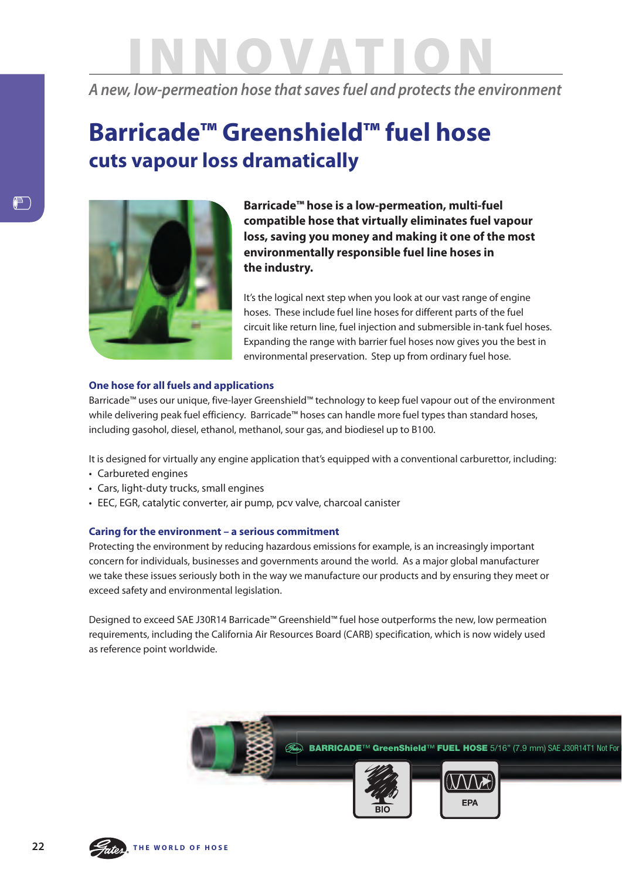# INNOVATION

*A new, low-permeation hose that saves fuel and protects the environment*

# Barricade™ Greenshield™ fuel hose

## cuts vapour loss dramatically

**Barricade™ hose is a low-permeation, multi-fuel compatible hose that virtually eliminates fuel vapour loss, saving you money and making it one of the most environmentally responsible fuel line hoses in the industry.**

It's the logical next step when you look at our vast range of engine hoses. These include fuel line hoses for different parts of the fuel circuit like return line, fuel injection and submersible in-tank fuel hoses. Expanding the range with barrier fuel hoses now gives you the best in environmental preservation. Step up from ordinary fuel hose.

### One hose for all fuels and applications

Barricade™ uses our unique, five-layer Greenshield™ technology to keep fuel vapour out of the environment while delivering peak fuel efficiency. Barricade™ hoses can handle more fuel types than standard hoses, including gasohol, diesel, ethanol, methanol, sour gas, and biodiesel up to B100.

It is designed for virtually any engine application that's equipped with a conventional carburettor, including:

- Carbureted engines
- Cars, light-duty trucks, small engines
- EEC, EGR, catalytic converter, air pump, pcv valve, charcoal canister

### Caring for the environment – a serious commitment

Protecting the environment by reducing hazardous emissions for example, is an increasingly important concern for individuals, businesses and governments around the world. As a major global manufacturer we take these issues seriously both in the way we manufacture our products and by ensuring they meet or exceed safety and environmental legislation.

Designed to exceed SAE J30R14 Barricade™ Greenshield™ fuel hose outperforms the new, low permeation requirements, including the California Air Resources Board (CARB) specification, which is now widely used as reference point worldwide.

BARRICADE™ GreenShield™ FUEL HOSE 5/16" (7.9 mm) SAE J30R14T1 Not For

BIO EPA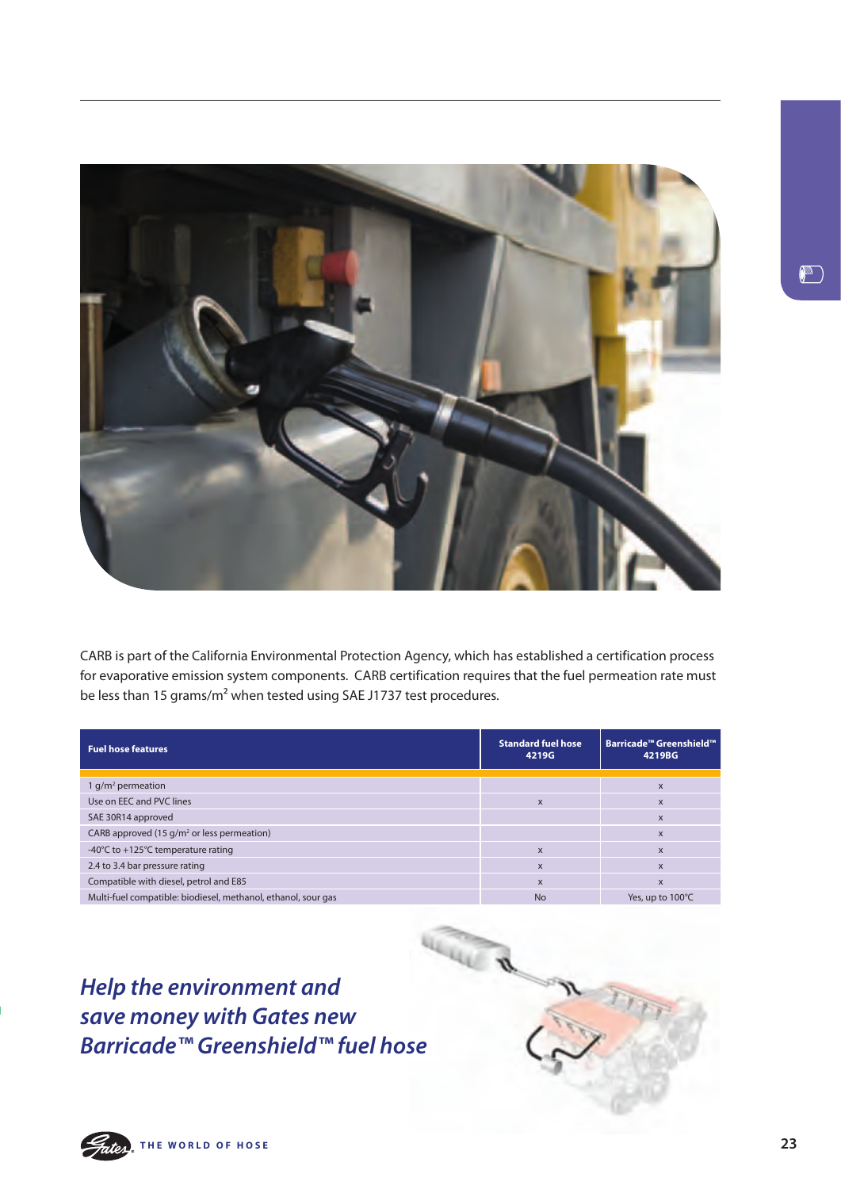CARB is part of the California Environmental Protection Agency, which has established a certification process for evaporative emission system components. CARB certification requires that the fuel permeation rate must be less than 15 grams/m² when tested using SAE J1737 test procedures.

| Fuel hose features | Standard fuel hose 4219G | Barricade™ Greenshield™ 4219BG |
|---|---|---|
| 1 g/m² permeation | | x |
| Use on EEC and PVC lines | x | x |
| SAE 30R14 approved | | x |
| CARB approved (15 g/m² or less permeation) | | x |
| -40°C to +125°C temperature rating | x | x |
| 2.4 to 3.4 bar pressure rating | x | x |
| Compatible with diesel, petrol and E85 | x | x |
| Multi-fuel compatible: biodiesel, methanol, ethanol, sour gas | No | Yes, up to 100°C |

## *Help the environment and save money with Gates new Barricade™ Greenshield™ fuel hose*

THE WORLD OF HOSE